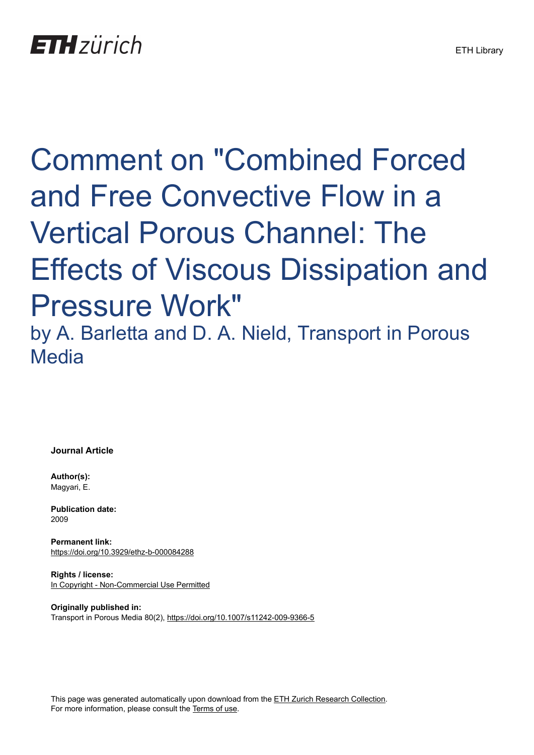ETH zürich

ETH Library

# Comment on "Combined Forced and Free Convective Flow in a Vertical Porous Channel: The Effects of Viscous Dissipation and Pressure Work"

## by A. Barletta and D. A. Nield, Transport in Porous Media

**Journal Article**

**Author(s):**
Magyari, E.

**Publication date:**
2009

**Permanent link:**
https://doi.org/10.3929/ethz-b-000084288

**Rights / license:**
In Copyright - Non-Commercial Use Permitted

**Originally published in:**
Transport in Porous Media 80(2), https://doi.org/10.1007/s11242-009-9366-5

This page was generated automatically upon download from the ETH Zurich Research Collection. For more information, please consult the Terms of use.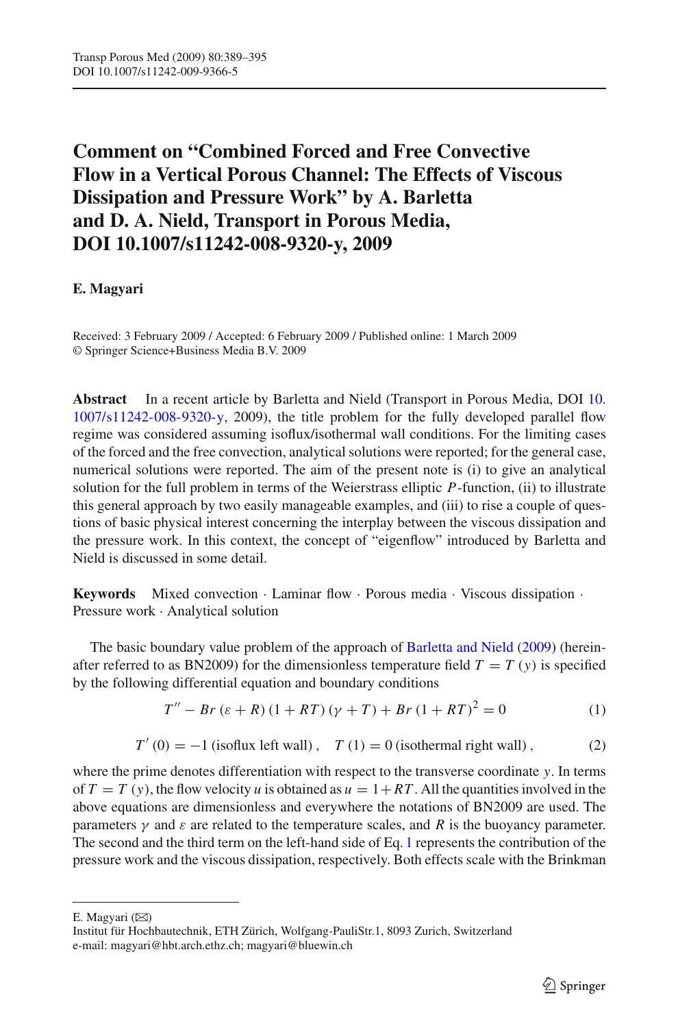# Comment on "Combined Forced and Free Convective Flow in a Vertical Porous Channel: The Effects of Viscous Dissipation and Pressure Work" by A. Barletta and D. A. Nield, Transport in Porous Media, DOI 10.1007/s11242-008-9320-y, 2009

**E. Magyari**

Received: 3 February 2009 / Accepted: 6 February 2009 / Published online: 1 March 2009
© Springer Science+Business Media B.V. 2009

**Abstract** In a recent article by Barletta and Nield (Transport in Porous Media, DOI 10.1007/s11242-008-9320-y, 2009), the title problem for the fully developed parallel flow regime was considered assuming isoflux/isothermal wall conditions. For the limiting cases of the forced and the free convection, analytical solutions were reported; for the general case, numerical solutions were reported. The aim of the present note is (i) to give an analytical solution for the full problem in terms of the Weierstrass elliptic $P$-function, (ii) to illustrate this general approach by two easily manageable examples, and (iii) to rise a couple of questions of basic physical interest concerning the interplay between the viscous dissipation and the pressure work. In this context, the concept of "eigenflow" introduced by Barletta and Nield is discussed in some detail.

**Keywords** Mixed convection · Laminar flow · Porous media · Viscous dissipation · Pressure work · Analytical solution

The basic boundary value problem of the approach of Barletta and Nield (2009) (hereinafter referred to as BN2009) for the dimensionless temperature field $T = T(y)$ is specified by the following differential equation and boundary conditions

$$T'' - Br\,(\varepsilon + R)\,(1 + RT)\,(\gamma + T) + Br\,(1 + RT)^2 = 0 \tag{1}$$

$$T'(0) = -1 \text{ (isoflux left wall)}, \quad T(1) = 0 \text{ (isothermal right wall)}, \tag{2}$$

where the prime denotes differentiation with respect to the transverse coordinate $y$. In terms of $T = T(y)$, the flow velocity $u$ is obtained as $u = 1 + RT$. All the quantities involved in the above equations are dimensionless and everywhere the notations of BN2009 are used. The parameters $\gamma$ and $\varepsilon$ are related to the temperature scales, and $R$ is the buoyancy parameter. The second and the third term on the left-hand side of Eq. 1 represents the contribution of the pressure work and the viscous dissipation, respectively. Both effects scale with the Brinkman

---

E. Magyari (✉)
Institut für Hochbautechnik, ETH Zürich, Wolfgang-PauliStr.1, 8093 Zurich, Switzerland
e-mail: magyari@hbt.arch.ethz.ch; magyari@bluewin.ch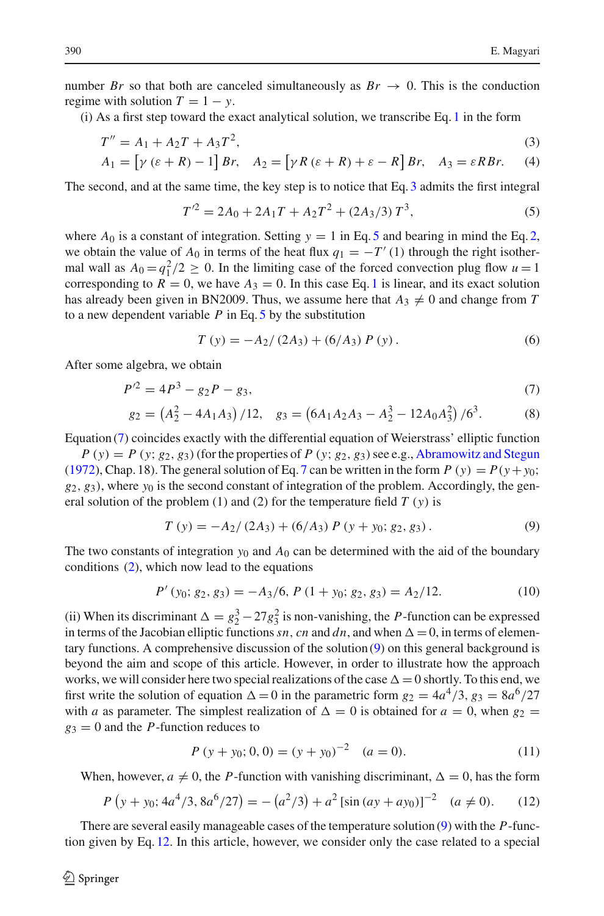number $Br$ so that both are canceled simultaneously as $Br \to 0$. This is the conduction regime with solution $T = 1 - y$.

(i) As a first step toward the exact analytical solution, we transcribe Eq. 1 in the form

$$T'' = A_1 + A_2 T + A_3 T^2, \tag{3}$$

$$A_1 = \left[\gamma\left(\varepsilon + R\right) - 1\right] Br, \quad A_2 = \left[\gamma R\left(\varepsilon + R\right) + \varepsilon - R\right] Br, \quad A_3 = \varepsilon R Br. \tag{4}$$

The second, and at the same time, the key step is to notice that Eq. 3 admits the first integral

$$T'^2 = 2A_0 + 2A_1 T + A_2 T^2 + \left(2A_3/3\right) T^3, \tag{5}$$

where $A_0$ is a constant of integration. Setting $y = 1$ in Eq. 5 and bearing in mind the Eq. 2, we obtain the value of $A_0$ in terms of the heat flux $q_1 = -T'(1)$ through the right isothermal wall as $A_0 = q_1^2/2 \geq 0$. In the limiting case of the forced convection plug flow $u = 1$ corresponding to $R = 0$, we have $A_3 = 0$. In this case Eq. 1 is linear, and its exact solution has already been given in BN2009. Thus, we assume here that $A_3 \neq 0$ and change from $T$ to a new dependent variable $P$ in Eq. 5 by the substitution

$$T\left(y\right) = -A_2/\left(2A_3\right) + \left(6/A_3\right) P\left(y\right). \tag{6}$$

After some algebra, we obtain

$$P'^2 = 4P^3 - g_2 P - g_3, \tag{7}$$

$$g_2 = \left(A_2^2 - 4A_1 A_3\right)/12, \quad g_3 = \left(6A_1 A_2 A_3 - A_2^3 - 12A_0 A_3^2\right)/6^3. \tag{8}$$

Equation (7) coincides exactly with the differential equation of Weierstrass' elliptic function $P\left(y\right) = P\left(y; g_2, g_3\right)$ (for the properties of $P\left(y; g_2, g_3\right)$ see e.g., Abramowitz and Stegun (1972), Chap. 18). The general solution of Eq. 7 can be written in the form $P\left(y\right) = P(y + y_0; g_2, g_3)$, where $y_0$ is the second constant of integration of the problem. Accordingly, the general solution of the problem (1) and (2) for the temperature field $T\left(y\right)$ is

$$T\left(y\right) = -A_2/\left(2A_3\right) + \left(6/A_3\right) P\left(y + y_0; g_2, g_3\right). \tag{9}$$

The two constants of integration $y_0$ and $A_0$ can be determined with the aid of the boundary conditions (2), which now lead to the equations

$$P'\left(y_0; g_2, g_3\right) = -A_3/6, \; P\left(1 + y_0; g_2, g_3\right) = A_2/12. \tag{10}$$

(ii) When its discriminant $\Delta = g_2^3 - 27g_3^2$ is non-vanishing, the $P$-function can be expressed in terms of the Jacobian elliptic functions $sn$, $cn$ and $dn$, and when $\Delta = 0$, in terms of elementary functions. A comprehensive discussion of the solution (9) on this general background is beyond the aim and scope of this article. However, in order to illustrate how the approach works, we will consider here two special realizations of the case $\Delta = 0$ shortly. To this end, we first write the solution of equation $\Delta = 0$ in the parametric form $g_2 = 4a^4/3$, $g_3 = 8a^6/27$ with $a$ as parameter. The simplest realization of $\Delta = 0$ is obtained for $a = 0$, when $g_2 = g_3 = 0$ and the $P$-function reduces to

$$P\left(y + y_0; 0, 0\right) = \left(y + y_0\right)^{-2} \quad (a = 0). \tag{11}$$

When, however, $a \neq 0$, the $P$-function with vanishing discriminant, $\Delta = 0$, has the form

$$P\left(y + y_0; 4a^4/3, 8a^6/27\right) = -\left(a^2/3\right) + a^2\left[\sin\left(ay + ay_0\right)\right]^{-2} \quad (a \neq 0). \tag{12}$$

There are several easily manageable cases of the temperature solution (9) with the $P$-function given by Eq. 12. In this article, however, we consider only the case related to a special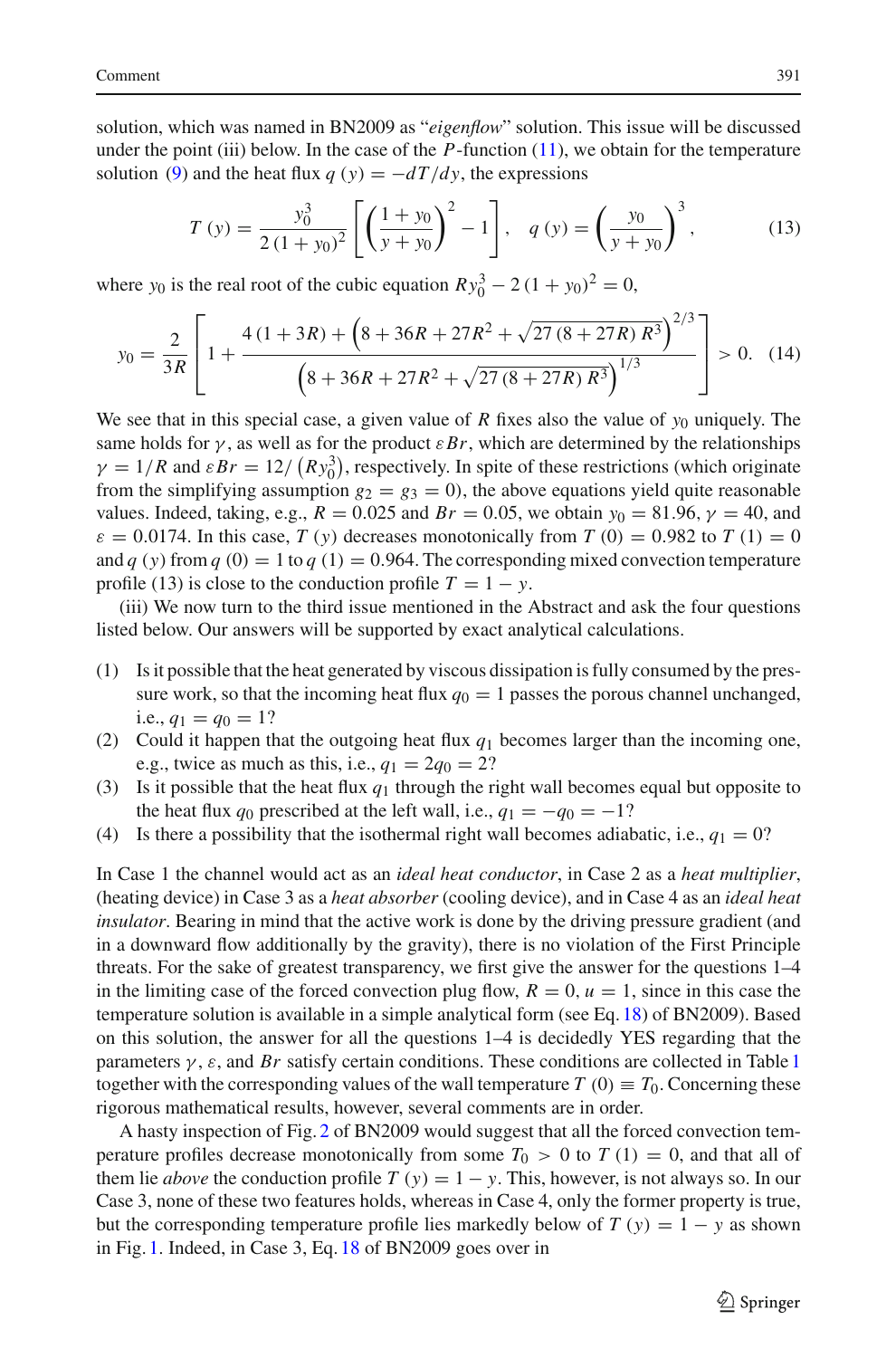solution, which was named in BN2009 as "*eigenflow*" solution. This issue will be discussed under the point (iii) below. In the case of the $P$-function (11), we obtain for the temperature solution (9) and the heat flux $q(y) = -dT/dy$, the expressions

$$T(y) = \frac{y_0^3}{2(1+y_0)^2}\left[\left(\frac{1+y_0}{y+y_0}\right)^2 - 1\right], \quad q(y) = \left(\frac{y_0}{y+y_0}\right)^3, \tag{13}$$

where $y_0$ is the real root of the cubic equation $Ry_0^3 - 2(1+y_0)^2 = 0$,

$$y_0 = \frac{2}{3R}\left[1 + \frac{4(1+3R) + \left(8 + 36R + 27R^2 + \sqrt{27(8+27R)R^3}\right)^{2/3}}{\left(8 + 36R + 27R^2 + \sqrt{27(8+27R)R^3}\right)^{1/3}}\right] > 0. \tag{14}$$

We see that in this special case, a given value of $R$ fixes also the value of $y_0$ uniquely. The same holds for $\gamma$, as well as for the product $\varepsilon Br$, which are determined by the relationships $\gamma = 1/R$ and $\varepsilon Br = 12/\left(Ry_0^3\right)$, respectively. In spite of these restrictions (which originate from the simplifying assumption $g_2 = g_3 = 0$), the above equations yield quite reasonable values. Indeed, taking, e.g., $R = 0.025$ and $Br = 0.05$, we obtain $y_0 = 81.96$, $\gamma = 40$, and $\varepsilon = 0.0174$. In this case, $T(y)$ decreases monotonically from $T(0) = 0.982$ to $T(1) = 0$ and $q(y)$ from $q(0) = 1$ to $q(1) = 0.964$. The corresponding mixed convection temperature profile (13) is close to the conduction profile $T = 1 - y$.

(iii) We now turn to the third issue mentioned in the Abstract and ask the four questions listed below. Our answers will be supported by exact analytical calculations.

(1) Is it possible that the heat generated by viscous dissipation is fully consumed by the pressure work, so that the incoming heat flux $q_0 = 1$ passes the porous channel unchanged, i.e., $q_1 = q_0 = 1$?
(2) Could it happen that the outgoing heat flux $q_1$ becomes larger than the incoming one, e.g., twice as much as this, i.e., $q_1 = 2q_0 = 2$?
(3) Is it possible that the heat flux $q_1$ through the right wall becomes equal but opposite to the heat flux $q_0$ prescribed at the left wall, i.e., $q_1 = -q_0 = -1$?
(4) Is there a possibility that the isothermal right wall becomes adiabatic, i.e., $q_1 = 0$?

In Case 1 the channel would act as an *ideal heat conductor*, in Case 2 as a *heat multiplier*, (heating device) in Case 3 as a *heat absorber* (cooling device), and in Case 4 as an *ideal heat insulator*. Bearing in mind that the active work is done by the driving pressure gradient (and in a downward flow additionally by the gravity), there is no violation of the First Principle threats. For the sake of greatest transparency, we first give the answer for the questions 1–4 in the limiting case of the forced convection plug flow, $R = 0$, $u = 1$, since in this case the temperature solution is available in a simple analytical form (see Eq. 18) of BN2009). Based on this solution, the answer for all the questions 1–4 is decidedly YES regarding that the parameters $\gamma$, $\varepsilon$, and $Br$ satisfy certain conditions. These conditions are collected in Table 1 together with the corresponding values of the wall temperature $T(0) \equiv T_0$. Concerning these rigorous mathematical results, however, several comments are in order.

A hasty inspection of Fig. 2 of BN2009 would suggest that all the forced convection temperature profiles decrease monotonically from some $T_0 > 0$ to $T(1) = 0$, and that all of them lie *above* the conduction profile $T(y) = 1 - y$. This, however, is not always so. In our Case 3, none of these two features holds, whereas in Case 4, only the former property is true, but the corresponding temperature profile lies markedly below of $T(y) = 1 - y$ as shown in Fig. 1. Indeed, in Case 3, Eq. 18 of BN2009 goes over in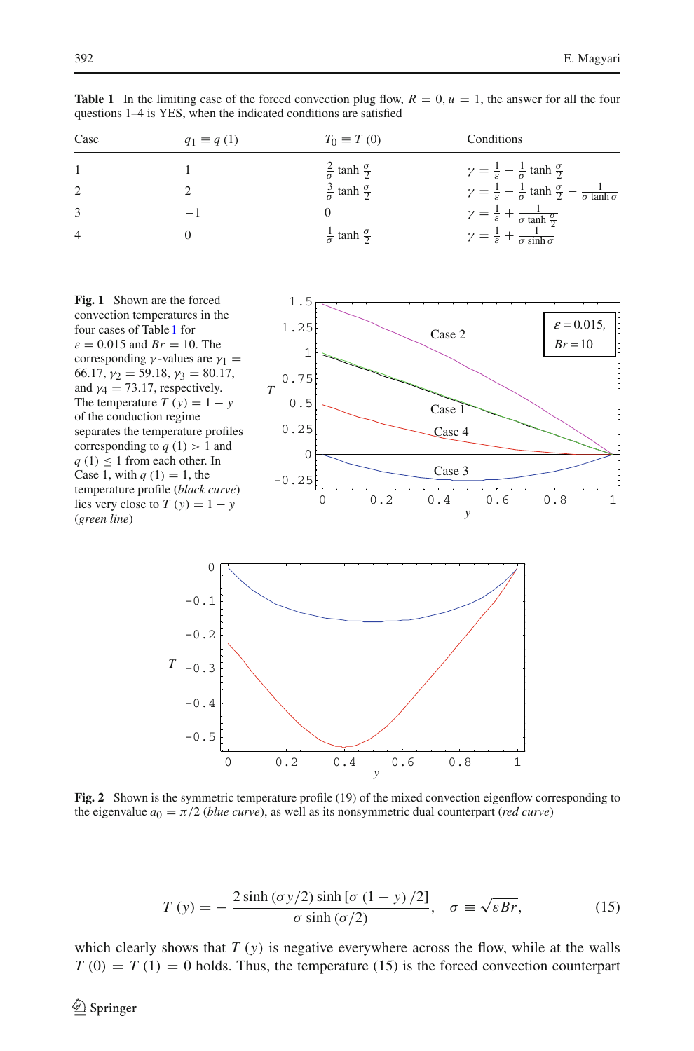**Table 1** In the limiting case of the forced convection plug flow, $R = 0, u = 1$, the answer for all the four questions 1–4 is YES, when the indicated conditions are satisfied

| Case | $q_1 \equiv q(1)$ | $T_0 \equiv T(0)$ | Conditions |
|---|---|---|---|
| 1 | 1 | $\frac{2}{\sigma}\tanh\frac{\sigma}{2}$ | $\gamma = \frac{1}{\varepsilon} - \frac{1}{\sigma}\tanh\frac{\sigma}{2}$ |
| 2 | 2 | $\frac{3}{\sigma}\tanh\frac{\sigma}{2}$ | $\gamma = \frac{1}{\varepsilon} - \frac{1}{\sigma}\tanh\frac{\sigma}{2} - \frac{1}{\sigma\tanh\sigma}$ |
| 3 | $-1$ | 0 | $\gamma = \frac{1}{\varepsilon} + \frac{1}{\sigma\tanh\frac{\sigma}{2}}$ |
| 4 | 0 | $\frac{1}{\sigma}\tanh\frac{\sigma}{2}$ | $\gamma = \frac{1}{\varepsilon} + \frac{1}{\sigma\sinh\sigma}$ |

**Fig. 1** Shown are the forced convection temperatures in the four cases of Table 1 for $\varepsilon = 0.015$ and $Br = 10$. The corresponding $\gamma$-values are $\gamma_1 = 66.17$, $\gamma_2 = 59.18$, $\gamma_3 = 80.17$, and $\gamma_4 = 73.17$, respectively. The temperature $T(y) = 1 - y$ of the conduction regime separates the temperature profiles corresponding to $q(1) > 1$ and $q(1) \leq 1$ from each other. In Case 1, with $q(1) = 1$, the temperature profile (*black curve*) lies very close to $T(y) = 1 - y$ (*green line*)

**Fig. 2** Shown is the symmetric temperature profile (19) of the mixed convection eigenflow corresponding to the eigenvalue $a_0 = \pi/2$ (*blue curve*), as well as its nonsymmetric dual counterpart (*red curve*)

$$T(y) = -\frac{2\sinh(\sigma y/2)\sinh[\sigma(1-y)/2]}{\sigma\sinh(\sigma/2)}, \quad \sigma \equiv \sqrt{\varepsilon Br}, \tag{15}$$

which clearly shows that $T(y)$ is negative everywhere across the flow, while at the walls $T(0) = T(1) = 0$ holds. Thus, the temperature (15) is the forced convection counterpart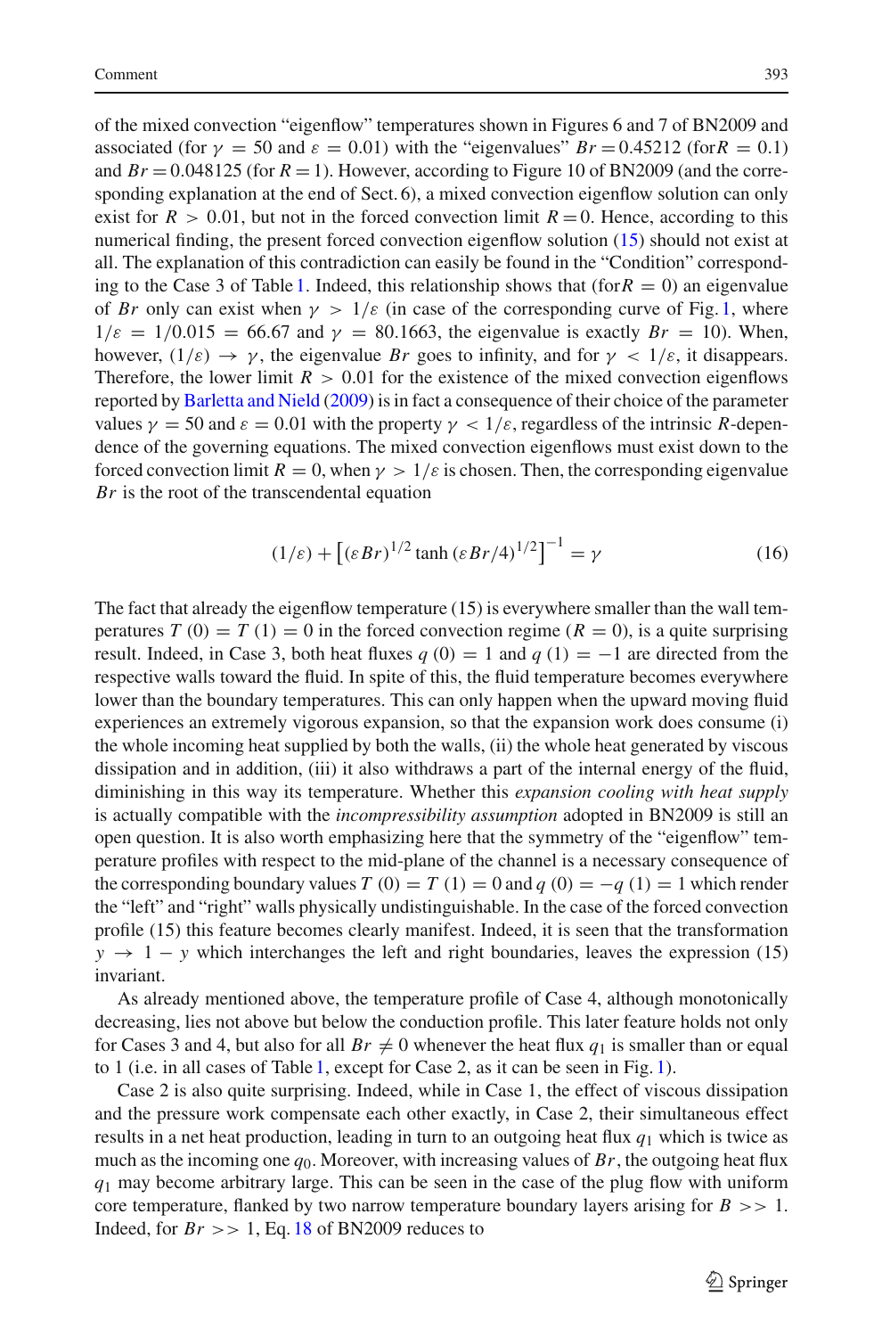of the mixed convection "eigenflow" temperatures shown in Figures 6 and 7 of BN2009 and associated (for $\gamma = 50$ and $\varepsilon = 0.01$) with the "eigenvalues" $Br = 0.45212$ (for $R = 0.1$) and $Br = 0.048125$ (for $R = 1$). However, according to Figure 10 of BN2009 (and the corresponding explanation at the end of Sect. 6), a mixed convection eigenflow solution can only exist for $R > 0.01$, but not in the forced convection limit $R = 0$. Hence, according to this numerical finding, the present forced convection eigenflow solution (15) should not exist at all. The explanation of this contradiction can easily be found in the "Condition" corresponding to the Case 3 of Table 1. Indeed, this relationship shows that (for $R = 0$) an eigenvalue of $Br$ only can exist when $\gamma > 1/\varepsilon$ (in case of the corresponding curve of Fig. 1, where $1/\varepsilon = 1/0.015 = 66.67$ and $\gamma = 80.1663$, the eigenvalue is exactly $Br = 10$). When, however, $(1/\varepsilon) \to \gamma$, the eigenvalue $Br$ goes to infinity, and for $\gamma < 1/\varepsilon$, it disappears. Therefore, the lower limit $R > 0.01$ for the existence of the mixed convection eigenflows reported by Barletta and Nield (2009) is in fact a consequence of their choice of the parameter values $\gamma = 50$ and $\varepsilon = 0.01$ with the property $\gamma < 1/\varepsilon$, regardless of the intrinsic $R$-dependence of the governing equations. The mixed convection eigenflows must exist down to the forced convection limit $R = 0$, when $\gamma > 1/\varepsilon$ is chosen. Then, the corresponding eigenvalue $Br$ is the root of the transcendental equation

$$(1/\varepsilon) + \left[(\varepsilon Br)^{1/2} \tanh (\varepsilon Br/4)^{1/2}\right]^{-1} = \gamma \tag{16}$$

The fact that already the eigenflow temperature (15) is everywhere smaller than the wall temperatures $T(0) = T(1) = 0$ in the forced convection regime ($R = 0$), is a quite surprising result. Indeed, in Case 3, both heat fluxes $q(0) = 1$ and $q(1) = -1$ are directed from the respective walls toward the fluid. In spite of this, the fluid temperature becomes everywhere lower than the boundary temperatures. This can only happen when the upward moving fluid experiences an extremely vigorous expansion, so that the expansion work does consume (i) the whole incoming heat supplied by both the walls, (ii) the whole heat generated by viscous dissipation and in addition, (iii) it also withdraws a part of the internal energy of the fluid, diminishing in this way its temperature. Whether this *expansion cooling with heat supply* is actually compatible with the *incompressibility assumption* adopted in BN2009 is still an open question. It is also worth emphasizing here that the symmetry of the "eigenflow" temperature profiles with respect to the mid-plane of the channel is a necessary consequence of the corresponding boundary values $T(0) = T(1) = 0$ and $q(0) = -q(1) = 1$ which render the "left" and "right" walls physically undistinguishable. In the case of the forced convection profile (15) this feature becomes clearly manifest. Indeed, it is seen that the transformation $y \to 1 - y$ which interchanges the left and right boundaries, leaves the expression (15) invariant.

As already mentioned above, the temperature profile of Case 4, although monotonically decreasing, lies not above but below the conduction profile. This later feature holds not only for Cases 3 and 4, but also for all $Br \neq 0$ whenever the heat flux $q_1$ is smaller than or equal to 1 (i.e. in all cases of Table 1, except for Case 2, as it can be seen in Fig. 1).

Case 2 is also quite surprising. Indeed, while in Case 1, the effect of viscous dissipation and the pressure work compensate each other exactly, in Case 2, their simultaneous effect results in a net heat production, leading in turn to an outgoing heat flux $q_1$ which is twice as much as the incoming one $q_0$. Moreover, with increasing values of $Br$, the outgoing heat flux $q_1$ may become arbitrary large. This can be seen in the case of the plug flow with uniform core temperature, flanked by two narrow temperature boundary layers arising for $B >> 1$. Indeed, for $Br >> 1$, Eq. 18 of BN2009 reduces to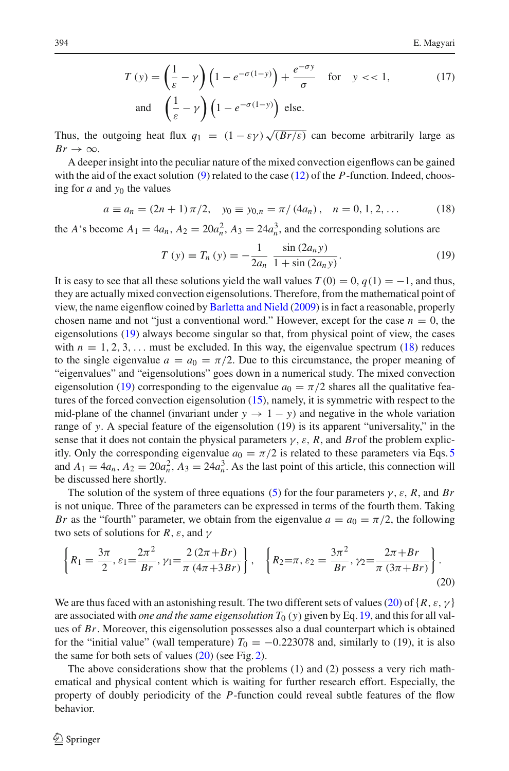$$T(y) = \left(\frac{1}{\varepsilon} - \gamma\right)\left(1 - e^{-\sigma(1-y)}\right) + \frac{e^{-\sigma y}}{\sigma} \quad \text{for} \quad y << 1, \tag{17}$$

$$\text{and} \quad \left(\frac{1}{\varepsilon} - \gamma\right)\left(1 - e^{-\sigma(1-y)}\right) \text{ else.}$$

Thus, the outgoing heat flux $q_1 = (1 - \varepsilon\gamma)\sqrt{(Br/\varepsilon)}$ can become arbitrarily large as $Br \to \infty$.

A deeper insight into the peculiar nature of the mixed convection eigenflows can be gained with the aid of the exact solution (9) related to the case (12) of the $P$-function. Indeed, choosing for $a$ and $y_0$ the values

$$a \equiv a_n = (2n+1)\pi/2, \quad y_0 \equiv y_{0,n} = \pi/(4a_n), \quad n = 0, 1, 2, \ldots \tag{18}$$

the $A$'s become $A_1 = 4a_n$, $A_2 = 20a_n^2$, $A_3 = 24a_n^3$, and the corresponding solutions are

$$T(y) \equiv T_n(y) = -\frac{1}{2a_n} \frac{\sin(2a_n y)}{1 + \sin(2a_n y)}. \tag{19}$$

It is easy to see that all these solutions yield the wall values $T(0) = 0$, $q(1) = -1$, and thus, they are actually mixed convection eigensolutions. Therefore, from the mathematical point of view, the name eigenflow coined by Barletta and Nield (2009) is in fact a reasonable, properly chosen name and not "just a conventional word." However, except for the case $n = 0$, the eigensolutions (19) always become singular so that, from physical point of view, the cases with $n = 1, 2, 3, \ldots$ must be excluded. In this way, the eigenvalue spectrum (18) reduces to the single eigenvalue $a = a_0 = \pi/2$. Due to this circumstance, the proper meaning of "eigenvalues" and "eigensolutions" goes down in a numerical study. The mixed convection eigensolution (19) corresponding to the eigenvalue $a_0 = \pi/2$ shares all the qualitative features of the forced convection eigensolution (15), namely, it is symmetric with respect to the mid-plane of the channel (invariant under $y \to 1 - y$) and negative in the whole variation range of $y$. A special feature of the eigensolution (19) is its apparent "universality," in the sense that it does not contain the physical parameters $\gamma$, $\varepsilon$, $R$, and $Br$of the problem explicitly. Only the corresponding eigenvalue $a_0 = \pi/2$ is related to these parameters via Eqs. 5 and $A_1 = 4a_n$, $A_2 = 20a_n^2$, $A_3 = 24a_n^3$. As the last point of this article, this connection will be discussed here shortly.

The solution of the system of three equations (5) for the four parameters $\gamma$, $\varepsilon$, $R$, and $Br$ is not unique. Three of the parameters can be expressed in terms of the fourth them. Taking $Br$ as the "fourth" parameter, we obtain from the eigenvalue $a = a_0 = \pi/2$, the following two sets of solutions for $R$, $\varepsilon$, and $\gamma$

$$\left\{R_1 = \frac{3\pi}{2}, \varepsilon_1 = \frac{2\pi^2}{Br}, \gamma_1 = \frac{2(2\pi + Br)}{\pi(4\pi + 3Br)}\right\}, \quad \left\{R_2 = \pi, \varepsilon_2 = \frac{3\pi^2}{Br}, \gamma_2 = \frac{2\pi + Br}{\pi(3\pi + Br)}\right\}. \tag{20}$$

We are thus faced with an astonishing result. The two different sets of values (20) of $\{R, \varepsilon, \gamma\}$ are associated with *one and the same eigensolution* $T_0(y)$ given by Eq. 19, and this for all values of $Br$. Moreover, this eigensolution possesses also a dual counterpart which is obtained for the "initial value" (wall temperature) $T_0 = -0.223078$ and, similarly to (19), it is also the same for both sets of values (20) (see Fig. 2).

The above considerations show that the problems (1) and (2) possess a very rich mathematical and physical content which is waiting for further research effort. Especially, the property of doubly periodicity of the $P$-function could reveal subtle features of the flow behavior.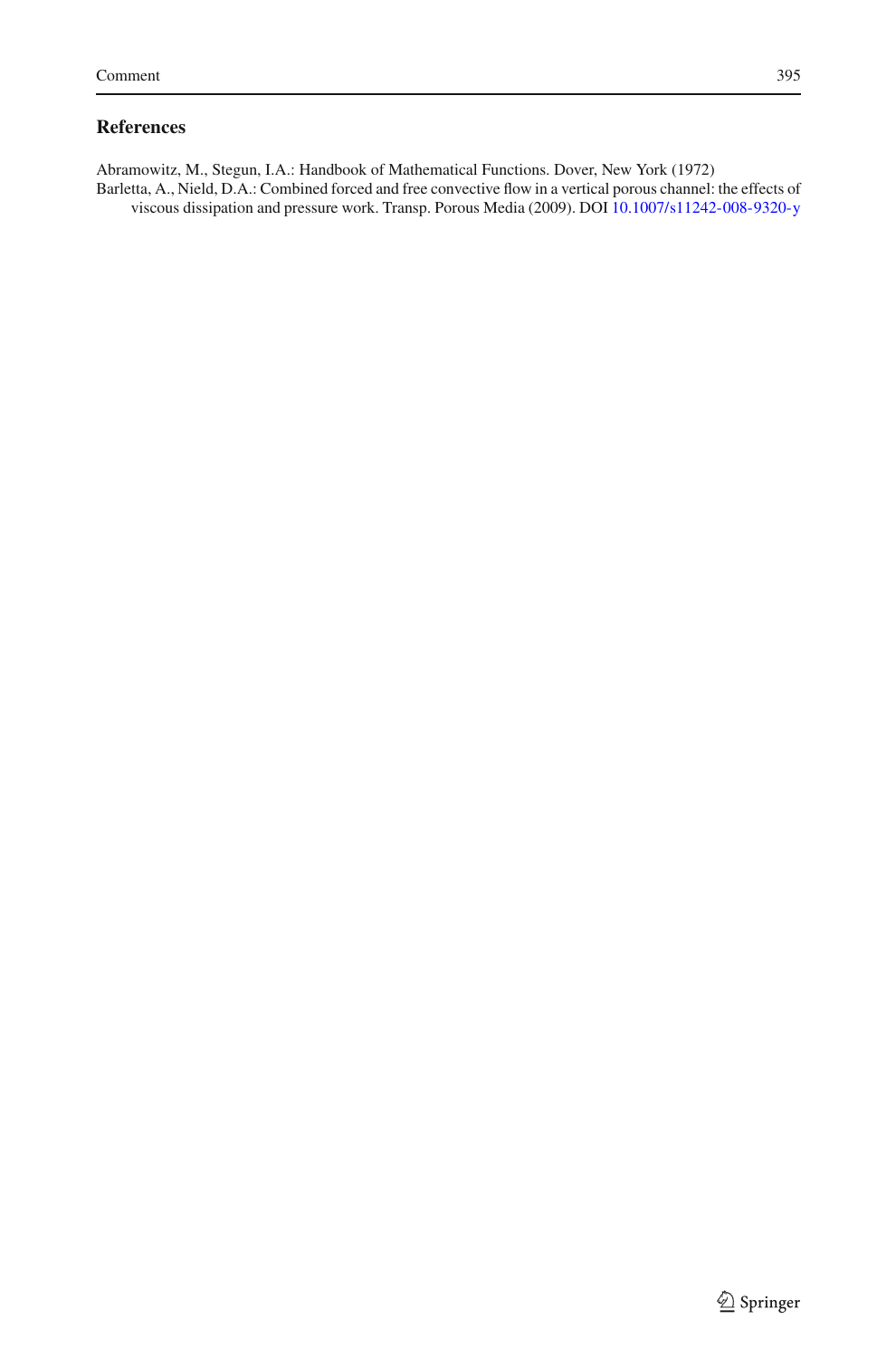## References

Abramowitz, M., Stegun, I.A.: Handbook of Mathematical Functions. Dover, New York (1972)

Barletta, A., Nield, D.A.: Combined forced and free convective flow in a vertical porous channel: the effects of viscous dissipation and pressure work. Transp. Porous Media (2009). DOI 10.1007/s11242-008-9320-y